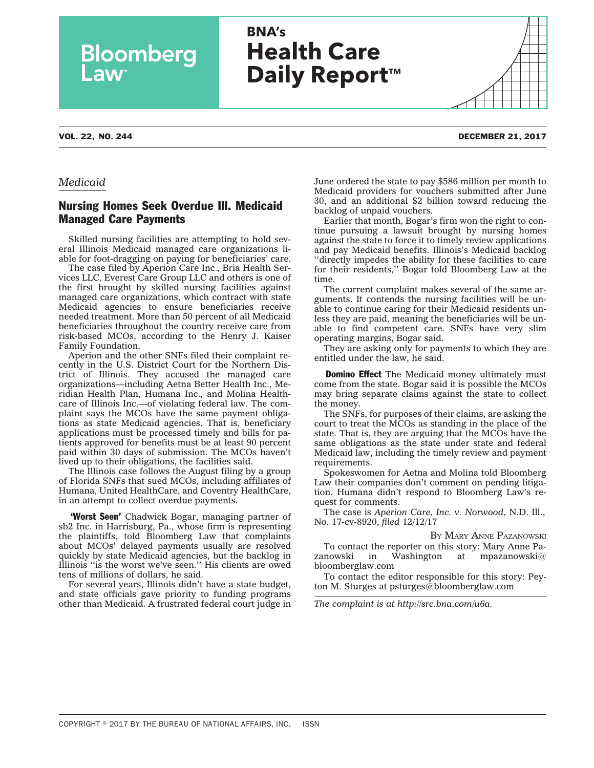*Medicaid*

## Nursing Homes Seek Overdue Ill. Medicaid Managed Care Payments

Skilled nursing facilities are attempting to hold several Illinois Medicaid managed care organizations liable for foot-dragging on paying for beneficiaries' care.

The case filed by Aperion Care Inc., Bria Health Services LLC, Everest Care Group LLC and others is one of the first brought by skilled nursing facilities against managed care organizations, which contract with state Medicaid agencies to ensure beneficiaries receive needed treatment. More than 50 percent of all Medicaid beneficiaries throughout the country receive care from risk-based MCOs, according to the Henry J. Kaiser Family Foundation.

Aperion and the other SNFs filed their complaint recently in the U.S. District Court for the Northern District of Illinois. They accused the managed care organizations—including Aetna Better Health Inc., Meridian Health Plan, Humana Inc., and Molina Healthcare of Illinois Inc.—of violating federal law. The complaint says the MCOs have the same payment obligations as state Medicaid agencies. That is, beneficiary applications must be processed timely and bills for patients approved for benefits must be at least 90 percent paid within 30 days of submission. The MCOs haven't lived up to their obligations, the facilities said.

The Illinois case follows the August filing by a group of Florida SNFs that sued MCOs, including affiliates of Humana, United HealthCare, and Coventry HealthCare, in an attempt to collect overdue payments.

**'Worst Seen'** Chadwick Bogar, managing partner of sb2 Inc. in Harrisburg, Pa., whose firm is representing the plaintiffs, told Bloomberg Law that complaints about MCOs' delayed payments usually are resolved quickly by state Medicaid agencies, but the backlog in Illinois ''is the worst we've seen.'' His clients are owed tens of millions of dollars, he said.

For several years, Illinois didn't have a state budget, and state officials gave priority to funding programs other than Medicaid. A frustrated federal court judge in June ordered the state to pay $586 million per month to Medicaid providers for vouchers submitted after June 30, and an additional $2 billion toward reducing the backlog of unpaid vouchers.

Earlier that month, Bogar's firm won the right to continue pursuing a lawsuit brought by nursing homes against the state to force it to timely review applications and pay Medicaid benefits. Illinois's Medicaid backlog ''directly impedes the ability for these facilities to care for their residents,'' Bogar told Bloomberg Law at the time.

The current complaint makes several of the same arguments. It contends the nursing facilities will be unable to continue caring for their Medicaid residents unless they are paid, meaning the beneficiaries will be unable to find competent care. SNFs have very slim operating margins, Bogar said.

They are asking only for payments to which they are entitled under the law, he said.

**Domino Effect** The Medicaid money ultimately must come from the state. Bogar said it is possible the MCOs may bring separate claims against the state to collect the money.

The SNFs, for purposes of their claims, are asking the court to treat the MCOs as standing in the place of the state. That is, they are arguing that the MCOs have the same obligations as the state under state and federal Medicaid law, including the timely review and payment requirements.

Spokeswomen for Aetna and Molina told Bloomberg Law their companies don't comment on pending litigation. Humana didn't respond to Bloomberg Law's request for comments.

The case is *Aperion Care, Inc. v. Norwood*, N.D. Ill., No. 17-cv-8920, *filed* 12/12/17

By Mary Anne Pazanowski

To contact the reporter on this story: Mary Anne Pazanowski in Washington at mpazanowski@bloomberglaw.com

To contact the editor responsible for this story: Peyton M. Sturges at psturges@bloomberglaw.com

*The complaint is at http://src.bna.com/u6a.*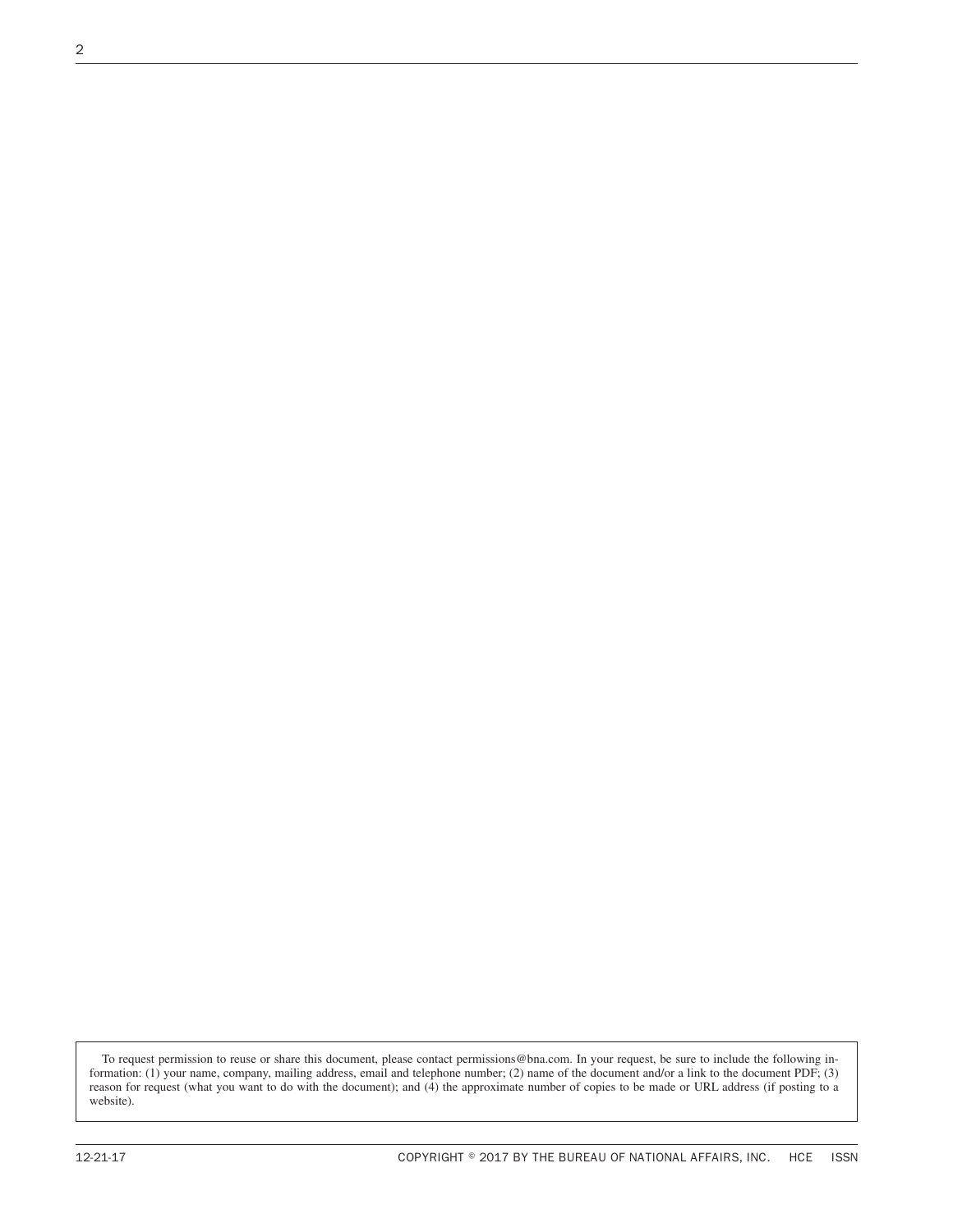To request permission to reuse or share this document, please contact permissions@bna.com. In your request, be sure to include the following information: (1) your name, company, mailing address, email and telephone number; (2) name of the document and/or a link to the document PDF; (3) reason for request (what you want to do with the document); and (4) the approximate number of copies to be made or URL address (if posting to a website).